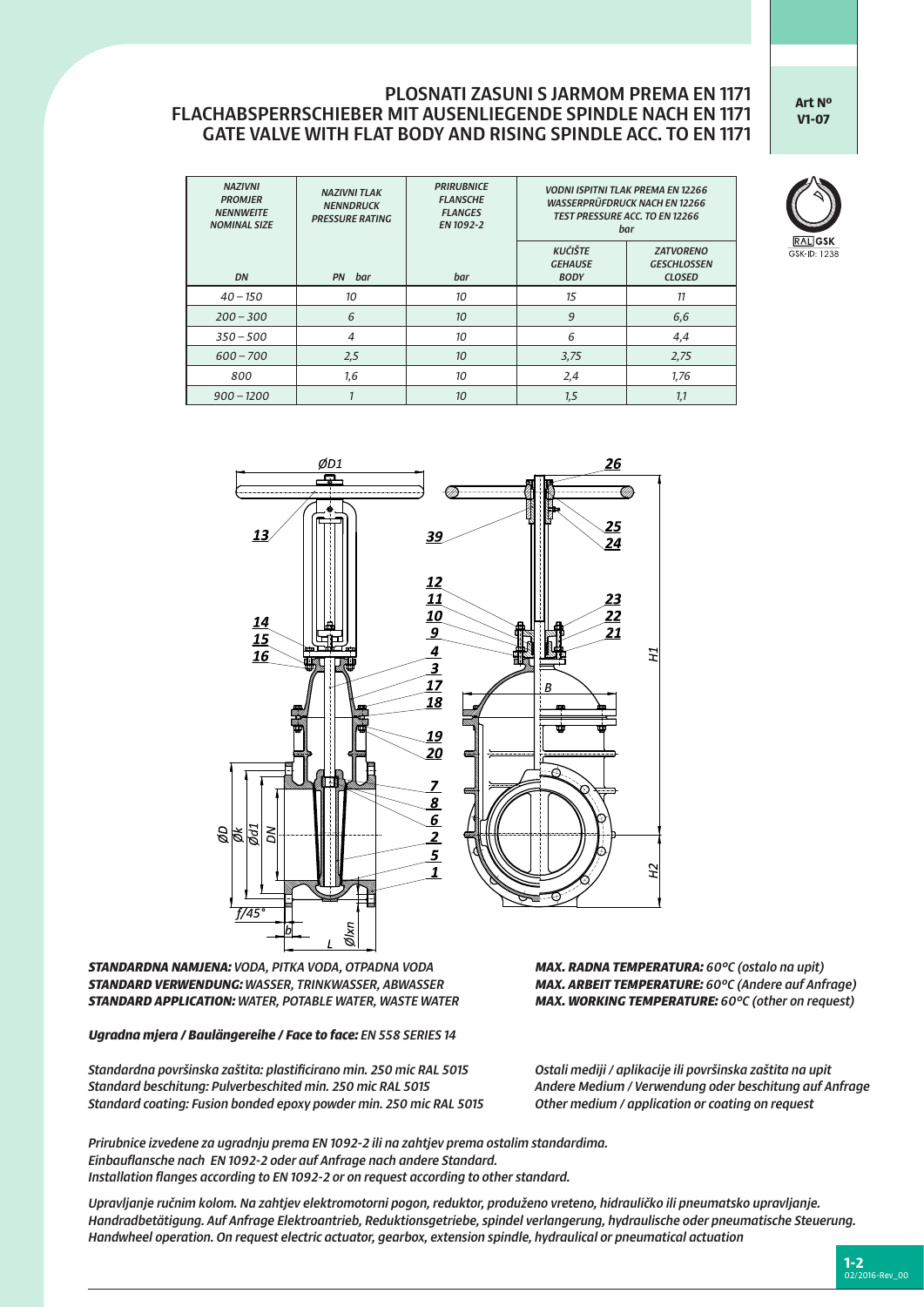# PLOSNATI ZASUNI S JARMOM PREMA EN 1171
# FLACHABSPERRSCHIEBER MIT AUSENLIEGENDE SPINDLE NACH EN 1171
# GATE VALVE WITH FLAT BODY AND RISING SPINDLE ACC. TO EN 1171

**Art Nº V1-07**

RAL GSK
GSK-ID: 1238

| *NAZIVNI PROMJER NENNWEITE NOMINAL SIZE* | *NAZIVNI TLAK NENNDRUCK PRESSURE RATING* | *PRIRUBNICE FLANSCHE FLANGES EN 1092-2* | *VODNI ISPITNI TLAK PREMA EN 12266 WASSERPRÜFDRUCK NACH EN 12266 TEST PRESSURE ACC. TO EN 12266 bar* | |
|---|---|---|---|---|
| *DN* | *PN bar* | *bar* | *KUĆIŠTE GEHAUSE BODY* | *ZATVORENO GESCHLOSSEN CLOSED* |
| *40 – 150* | *10* | *10* | *15* | *11* |
| *200 – 300* | *6* | *10* | *9* | *6,6* |
| *350 – 500* | *4* | *10* | *6* | *4,4* |
| *600 – 700* | *2,5* | *10* | *3,75* | *2,75* |
| *800* | *1,6* | *10* | *2,4* | *1,76* |
| *900 – 1200* | *1* | *10* | *1,5* | *1,1* |

***STANDARDNA NAMJENA:*** *VODA, PITKA VODA, OTPADNA VODA*
***STANDARD VERWENDUNG:*** *WASSER, TRINKWASSER, ABWASSER*
***STANDARD APPLICATION:*** *WATER, POTABLE WATER, WASTE WATER*

***MAX. RADNA TEMPERATURA:*** *60°C (ostalo na upit)*
***MAX. ARBEIT TEMPERATURE:*** *60°C (Andere auf Anfrage)*
***MAX. WORKING TEMPERATURE:*** *60°C (other on request)*

***Ugradna mjera / Baulängereihe / Face to face:*** *EN 558 SERIES 14*

*Standardna površinska zaštita: plastificirano min. 250 mic RAL 5015*
*Standard beschitung: Pulverbeschited min. 250 mic RAL 5015*
*Standard coating: Fusion bonded epoxy powder min. 250 mic RAL 5015*

*Ostali mediji / aplikacije ili površinska zaštita na upit*
*Andere Medium / Verwendung oder beschitung auf Anfrage*
*Other medium / application or coating on request*

*Prirubnice izvedene za ugradnju prema EN 1092-2 ili na zahtjev prema ostalim standardima.*
*Einbauflansche nach EN 1092-2 oder auf Anfrage nach andere Standard.*
*Installation flanges according to EN 1092-2 or on request according to other standard.*

*Upravljanje ručnim kolom. Na zahtjev elektromotorni pogon, reduktor, produženo vreteno, hidrauličko ili pneumatsko upravljanje.*
*Handradbetätigung. Auf Anfrage Elektroantrieb, Reduktionsgetriebe, spindel verlangerung, hydraulische oder pneumatische Steuerung.*
*Handwheel operation. On request electric actuator, gearbox, extension spindle, hydraulical or pneumatical actuation*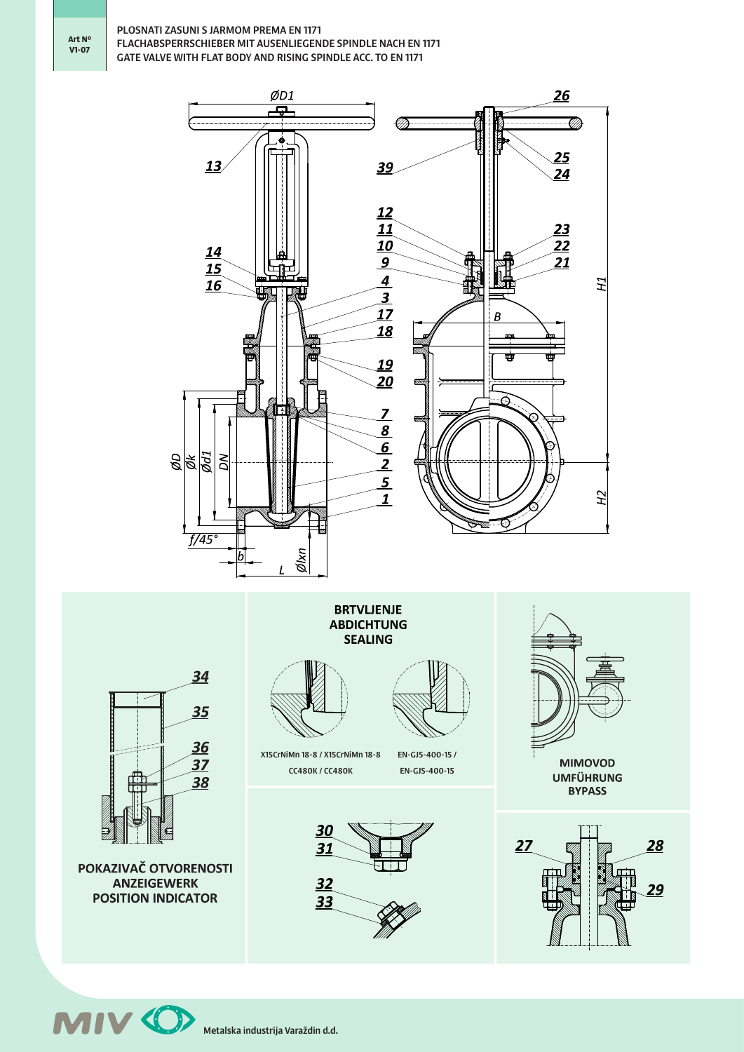Art Nº V1-07

# PLOSNATI ZASUNI S JARMOM PREMA EN 1171
# FLACHABSPERRSCHIEBER MIT AUSENLIEGENDE SPINDLE NACH EN 1171
# GATE VALVE WITH FLAT BODY AND RISING SPINDLE ACC. TO EN 1171

ØD1, 26, 13, 39, 25, 24, 12, 11, 10, 9, 23, 22, 21, 14, 15, 16, 4, 3, 17, 18, B, H1, 19, 20, 7, 8, 6, 2, 5, 1, ØD, Øk, Ød1, DN, H2, f/45°, b, L, Ølxn

**BRTVLJENJE**
**ABDICHTUNG**
**SEALING**

X15CrNiMn 18-8 / X15CrNiMn 18-8
CC480K / CC480K

EN-GJS-400-15 /
EN-GJS-400-15

34, 35, 36, 37, 38

**POKAZIVAČ OTVORENOSTI**
**ANZEIGEWERK**
**POSITION INDICATOR**

30, 31, 32, 33

**MIMOVOD**
**UMFÜHRUNG**
**BYPASS**

27, 28, 29

Metalska industrija Varaždin d.d.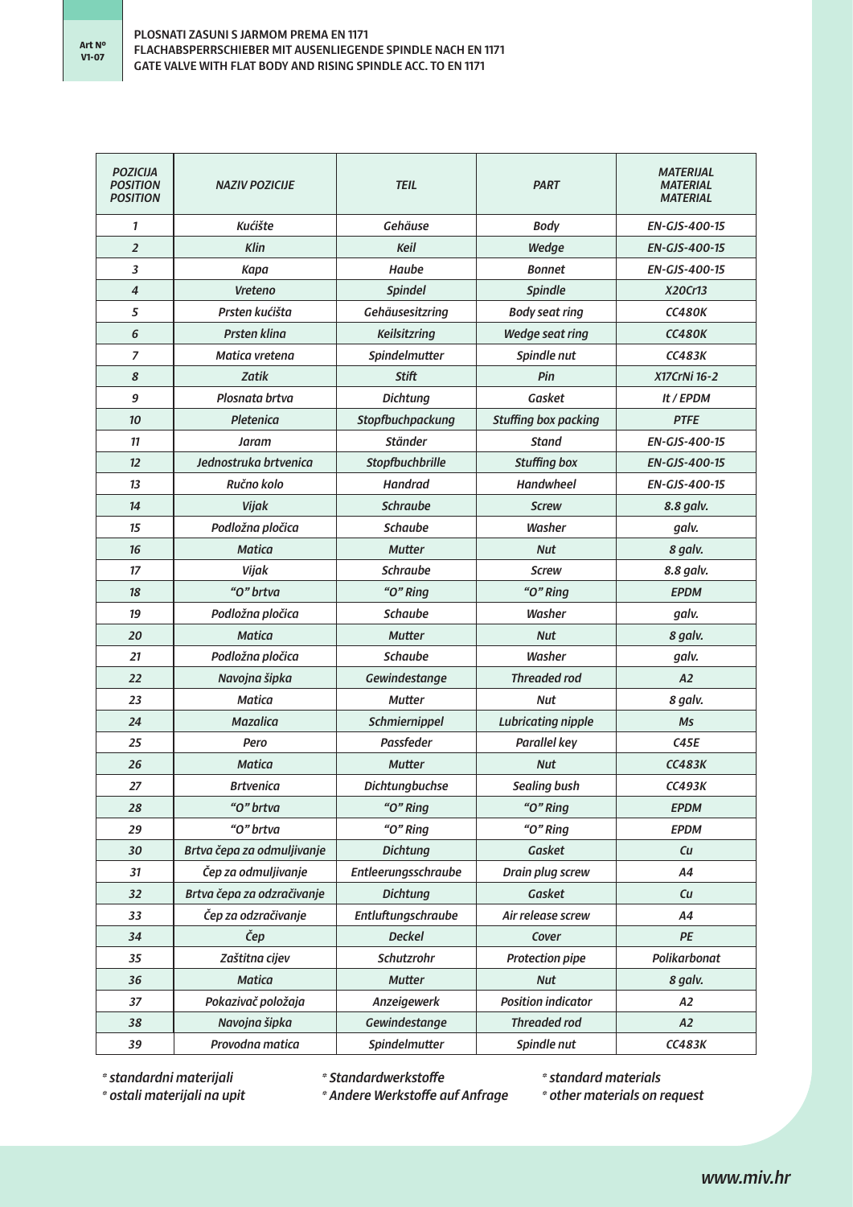Art Nº V1-07

# PLOSNATI ZASUNI S JARMOM PREMA EN 1171
# FLACHABSPERRSCHIEBER MIT AUSENLIEGENDE SPINDLE NACH EN 1171
# GATE VALVE WITH FLAT BODY AND RISING SPINDLE ACC. TO EN 1171

| *POZICIJA POSITION POSITION* | *NAZIV POZICIJE* | *TEIL* | *PART* | *MATERIJAL MATERIAL MATERIAL* |
|---|---|---|---|---|
| *1* | *Kućište* | *Gehäuse* | *Body* | *EN-GJS-400-15* |
| *2* | *Klin* | *Keil* | *Wedge* | *EN-GJS-400-15* |
| *3* | *Kapa* | *Haube* | *Bonnet* | *EN-GJS-400-15* |
| *4* | *Vreteno* | *Spindel* | *Spindle* | *X20Cr13* |
| *5* | *Prsten kućišta* | *Gehäusesitzring* | *Body seat ring* | *CC480K* |
| *6* | *Prsten klina* | *Keilsitzring* | *Wedge seat ring* | *CC480K* |
| *7* | *Matica vretena* | *Spindelmutter* | *Spindle nut* | *CC483K* |
| *8* | *Zatik* | *Stift* | *Pin* | *X17CrNi 16-2* |
| *9* | *Plosnata brtva* | *Dichtung* | *Gasket* | *It / EPDM* |
| *10* | *Pletenica* | *Stopfbuchpackung* | *Stuffing box packing* | *PTFE* |
| *11* | *Jaram* | *Ständer* | *Stand* | *EN-GJS-400-15* |
| *12* | *Jednostruka brtvenica* | *Stopfbuchbrille* | *Stuffing box* | *EN-GJS-400-15* |
| *13* | *Ručno kolo* | *Handrad* | *Handwheel* | *EN-GJS-400-15* |
| *14* | *Vijak* | *Schraube* | *Screw* | *8.8 galv.* |
| *15* | *Podložna pločica* | *Schaube* | *Washer* | *galv.* |
| *16* | *Matica* | *Mutter* | *Nut* | *8 galv.* |
| *17* | *Vijak* | *Schraube* | *Screw* | *8.8 galv.* |
| *18* | *“O” brtva* | *“O” Ring* | *“O” Ring* | *EPDM* |
| *19* | *Podložna pločica* | *Schaube* | *Washer* | *galv.* |
| *20* | *Matica* | *Mutter* | *Nut* | *8 galv.* |
| *21* | *Podložna pločica* | *Schaube* | *Washer* | *galv.* |
| *22* | *Navojna šipka* | *Gewindestange* | *Threaded rod* | *A2* |
| *23* | *Matica* | *Mutter* | *Nut* | *8 galv.* |
| *24* | *Mazalica* | *Schmiernippel* | *Lubricating nipple* | *Ms* |
| *25* | *Pero* | *Passfeder* | *Parallel key* | *C45E* |
| *26* | *Matica* | *Mutter* | *Nut* | *CC483K* |
| *27* | *Brtvenica* | *Dichtungbuchse* | *Sealing bush* | *CC493K* |
| *28* | *“O” brtva* | *“O” Ring* | *“O” Ring* | *EPDM* |
| *29* | *“O” brtva* | *“O” Ring* | *“O” Ring* | *EPDM* |
| *30* | *Brtva čepa za odmuljivanje* | *Dichtung* | *Gasket* | *Cu* |
| *31* | *Čep za odmuljivanje* | *Entleerungsschraube* | *Drain plug screw* | *A4* |
| *32* | *Brtva čepa za odzračivanje* | *Dichtung* | *Gasket* | *Cu* |
| *33* | *Čep za odzračivanje* | *Entluftungschraube* | *Air release screw* | *A4* |
| *34* | *Čep* | *Deckel* | *Cover* | *PE* |
| *35* | *Zaštitna cijev* | *Schutzrohr* | *Protection pipe* | *Polikarbonat* |
| *36* | *Matica* | *Mutter* | *Nut* | *8 galv.* |
| *37* | *Pokazivač položaja* | *Anzeigewerk* | *Position indicator* | *A2* |
| *38* | *Navojna šipka* | *Gewindestange* | *Threaded rod* | *A2* |
| *39* | *Provodna matica* | *Spindelmutter* | *Spindle nut* | *CC483K* |

*\* standardni materijali*
*\* ostali materijali na upit*

*\* Standardwerkstoffe*
*\* Andere Werkstoffe auf Anfrage*

*\* standard materials*
*\* other materials on request*

*www.miv.hr*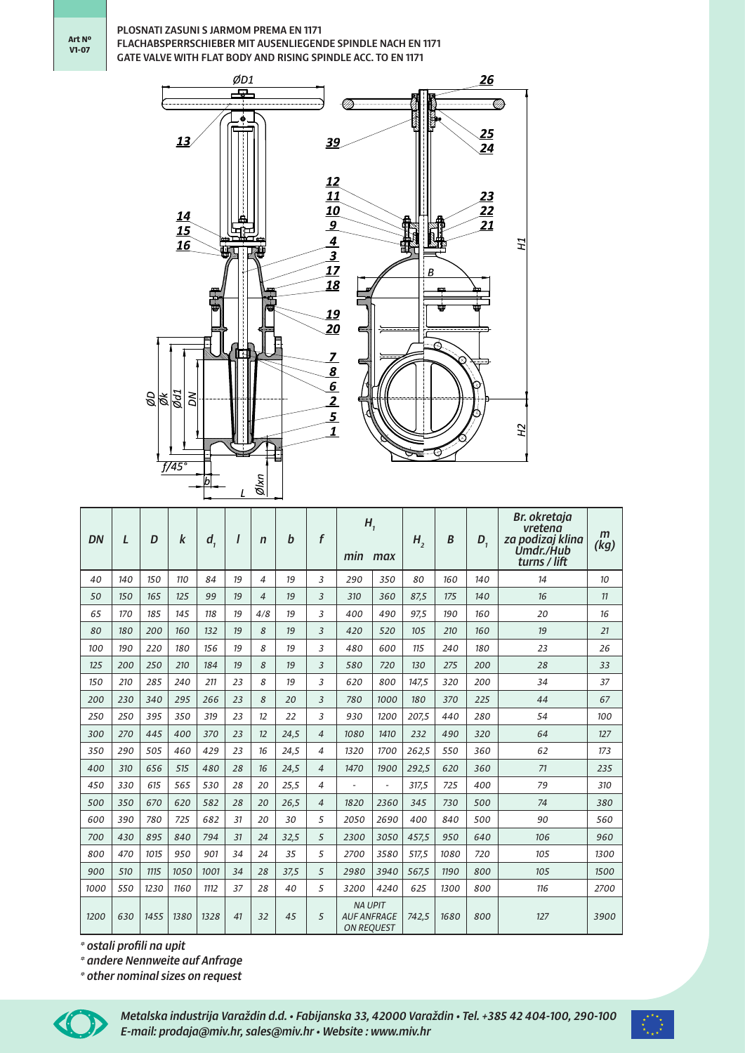Art Nº V1-07

PLOSNATI ZASUNI S JARMOM PREMA EN 1171
FLACHABSPERRSCHIEBER MIT AUSENLIEGENDE SPINDLE NACH EN 1171
GATE VALVE WITH FLAT BODY AND RISING SPINDLE ACC. TO EN 1171

ØD1
13
14
15
16
39
12
11
10
9
4
3
17
18
19
20
7
8
6
2
5
1
26
25
24
23
22
21
B
H1
H2
ØD
Øk
Ød1
DN
f/45°
b
L
Ølxn

| DN | L | D | k | $d_1$ | l | n | b | f | $H_1$ | | $H_2$ | B | $D_1$ | Br. okretaja vretena za podizaj klina Umdr./Hub turns / lift | m (kg) |
|---|---|---|---|---|---|---|---|---|---|---|---|---|---|---|---|
| | | | | | | | | | min | max | | | | | |
| 40 | 140 | 150 | 110 | 84 | 19 | 4 | 19 | 3 | 290 | 350 | 80 | 160 | 140 | 14 | 10 |
| 50 | 150 | 165 | 125 | 99 | 19 | 4 | 19 | 3 | 310 | 360 | 87,5 | 175 | 140 | 16 | 11 |
| 65 | 170 | 185 | 145 | 118 | 19 | 4/8 | 19 | 3 | 400 | 490 | 97,5 | 190 | 160 | 20 | 16 |
| 80 | 180 | 200 | 160 | 132 | 19 | 8 | 19 | 3 | 420 | 520 | 105 | 210 | 160 | 19 | 21 |
| 100 | 190 | 220 | 180 | 156 | 19 | 8 | 19 | 3 | 480 | 600 | 115 | 240 | 180 | 23 | 26 |
| 125 | 200 | 250 | 210 | 184 | 19 | 8 | 19 | 3 | 580 | 720 | 130 | 275 | 200 | 28 | 33 |
| 150 | 210 | 285 | 240 | 211 | 23 | 8 | 19 | 3 | 620 | 800 | 147,5 | 320 | 200 | 34 | 37 |
| 200 | 230 | 340 | 295 | 266 | 23 | 8 | 20 | 3 | 780 | 1000 | 180 | 370 | 225 | 44 | 67 |
| 250 | 250 | 395 | 350 | 319 | 23 | 12 | 22 | 3 | 930 | 1200 | 207,5 | 440 | 280 | 54 | 100 |
| 300 | 270 | 445 | 400 | 370 | 23 | 12 | 24,5 | 4 | 1080 | 1410 | 232 | 490 | 320 | 64 | 127 |
| 350 | 290 | 505 | 460 | 429 | 23 | 16 | 24,5 | 4 | 1320 | 1700 | 262,5 | 550 | 360 | 62 | 173 |
| 400 | 310 | 656 | 515 | 480 | 28 | 16 | 24,5 | 4 | 1470 | 1900 | 292,5 | 620 | 360 | 71 | 235 |
| 450 | 330 | 615 | 565 | 530 | 28 | 20 | 25,5 | 4 | - | - | 317,5 | 725 | 400 | 79 | 310 |
| 500 | 350 | 670 | 620 | 582 | 28 | 20 | 26,5 | 4 | 1820 | 2360 | 345 | 730 | 500 | 74 | 380 |
| 600 | 390 | 780 | 725 | 682 | 31 | 20 | 30 | 5 | 2050 | 2690 | 400 | 840 | 500 | 90 | 560 |
| 700 | 430 | 895 | 840 | 794 | 31 | 24 | 32,5 | 5 | 2300 | 3050 | 457,5 | 950 | 640 | 106 | 960 |
| 800 | 470 | 1015 | 950 | 901 | 34 | 24 | 35 | 5 | 2700 | 3580 | 517,5 | 1080 | 720 | 105 | 1300 |
| 900 | 510 | 1115 | 1050 | 1001 | 34 | 28 | 37,5 | 5 | 2980 | 3940 | 567,5 | 1190 | 800 | 105 | 1500 |
| 1000 | 550 | 1230 | 1160 | 1112 | 37 | 28 | 40 | 5 | 3200 | 4240 | 625 | 1300 | 800 | 116 | 2700 |
| 1200 | 630 | 1455 | 1380 | 1328 | 41 | 32 | 45 | 5 | NA UPIT AUF ANFRAGE ON REQUEST | | 742,5 | 1680 | 800 | 127 | 3900 |

*\* ostali profili na upit*
*\* andere Nennweite auf Anfrage*
*\* other nominal sizes on request*

*Metalska industrija Varaždin d.d. • Fabijanska 33, 42000 Varaždin • Tel. +385 42 404-100, 290-100*
*E-mail: prodaja@miv.hr, sales@miv.hr • Website : www.miv.hr*